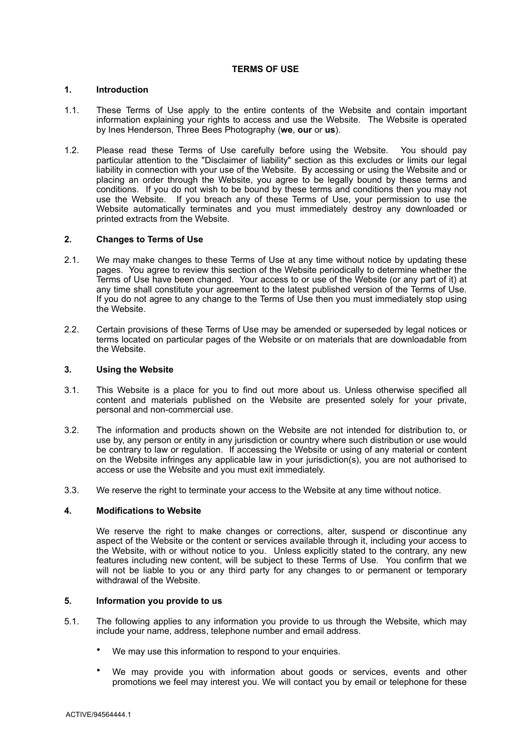# TERMS OF USE

## 1. Introduction

1.1. These Terms of Use apply to the entire contents of the Website and contain important information explaining your rights to access and use the Website. The Website is operated by Ines Henderson, Three Bees Photography (**we**, **our** or **us**).

1.2. Please read these Terms of Use carefully before using the Website. You should pay particular attention to the "Disclaimer of liability" section as this excludes or limits our legal liability in connection with your use of the Website. By accessing or using the Website and or placing an order through the Website, you agree to be legally bound by these terms and conditions. If you do not wish to be bound by these terms and conditions then you may not use the Website. If you breach any of these Terms of Use, your permission to use the Website automatically terminates and you must immediately destroy any downloaded or printed extracts from the Website.

## 2. Changes to Terms of Use

2.1. We may make changes to these Terms of Use at any time without notice by updating these pages. You agree to review this section of the Website periodically to determine whether the Terms of Use have been changed. Your access to or use of the Website (or any part of it) at any time shall constitute your agreement to the latest published version of the Terms of Use. If you do not agree to any change to the Terms of Use then you must immediately stop using the Website.

2.2. Certain provisions of these Terms of Use may be amended or superseded by legal notices or terms located on particular pages of the Website or on materials that are downloadable from the Website.

## 3. Using the Website

3.1. This Website is a place for you to find out more about us. Unless otherwise specified all content and materials published on the Website are presented solely for your private, personal and non-commercial use.

3.2. The information and products shown on the Website are not intended for distribution to, or use by, any person or entity in any jurisdiction or country where such distribution or use would be contrary to law or regulation. If accessing the Website or using of any material or content on the Website infringes any applicable law in your jurisdiction(s), you are not authorised to access or use the Website and you must exit immediately.

3.3. We reserve the right to terminate your access to the Website at any time without notice.

## 4. Modifications to Website

We reserve the right to make changes or corrections, alter, suspend or discontinue any aspect of the Website or the content or services available through it, including your access to the Website, with or without notice to you. Unless explicitly stated to the contrary, any new features including new content, will be subject to these Terms of Use. You confirm that we will not be liable to you or any third party for any changes to or permanent or temporary withdrawal of the Website.

## 5. Information you provide to us

5.1. The following applies to any information you provide to us through the Website, which may include your name, address, telephone number and email address.

- We may use this information to respond to your enquiries.
- We may provide you with information about goods or services, events and other promotions we feel may interest you. We will contact you by email or telephone for these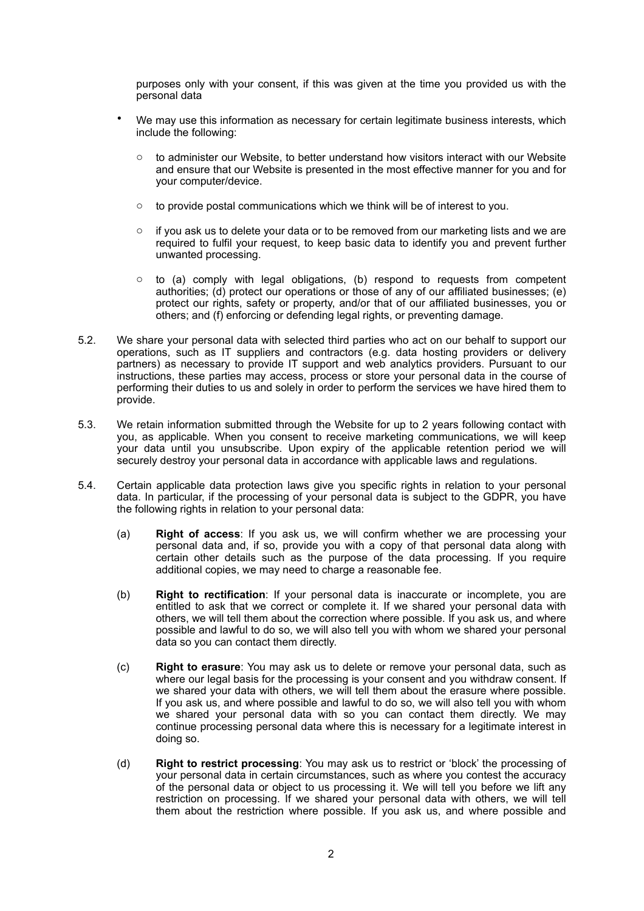purposes only with your consent, if this was given at the time you provided us with the personal data

- We may use this information as necessary for certain legitimate business interests, which include the following:
  - to administer our Website, to better understand how visitors interact with our Website and ensure that our Website is presented in the most effective manner for you and for your computer/device.
  - to provide postal communications which we think will be of interest to you.
  - if you ask us to delete your data or to be removed from our marketing lists and we are required to fulfil your request, to keep basic data to identify you and prevent further unwanted processing.
  - to (a) comply with legal obligations, (b) respond to requests from competent authorities; (d) protect our operations or those of any of our affiliated businesses; (e) protect our rights, safety or property, and/or that of our affiliated businesses, you or others; and (f) enforcing or defending legal rights, or preventing damage.

5.2. We share your personal data with selected third parties who act on our behalf to support our operations, such as IT suppliers and contractors (e.g. data hosting providers or delivery partners) as necessary to provide IT support and web analytics providers. Pursuant to our instructions, these parties may access, process or store your personal data in the course of performing their duties to us and solely in order to perform the services we have hired them to provide.

5.3. We retain information submitted through the Website for up to 2 years following contact with you, as applicable. When you consent to receive marketing communications, we will keep your data until you unsubscribe. Upon expiry of the applicable retention period we will securely destroy your personal data in accordance with applicable laws and regulations.

5.4. Certain applicable data protection laws give you specific rights in relation to your personal data. In particular, if the processing of your personal data is subject to the GDPR, you have the following rights in relation to your personal data:

(a) **Right of access**: If you ask us, we will confirm whether we are processing your personal data and, if so, provide you with a copy of that personal data along with certain other details such as the purpose of the data processing. If you require additional copies, we may need to charge a reasonable fee.

(b) **Right to rectification**: If your personal data is inaccurate or incomplete, you are entitled to ask that we correct or complete it. If we shared your personal data with others, we will tell them about the correction where possible. If you ask us, and where possible and lawful to do so, we will also tell you with whom we shared your personal data so you can contact them directly.

(c) **Right to erasure**: You may ask us to delete or remove your personal data, such as where our legal basis for the processing is your consent and you withdraw consent. If we shared your data with others, we will tell them about the erasure where possible. If you ask us, and where possible and lawful to do so, we will also tell you with whom we shared your personal data with so you can contact them directly. We may continue processing personal data where this is necessary for a legitimate interest in doing so.

(d) **Right to restrict processing**: You may ask us to restrict or 'block' the processing of your personal data in certain circumstances, such as where you contest the accuracy of the personal data or object to us processing it. We will tell you before we lift any restriction on processing. If we shared your personal data with others, we will tell them about the restriction where possible. If you ask us, and where possible and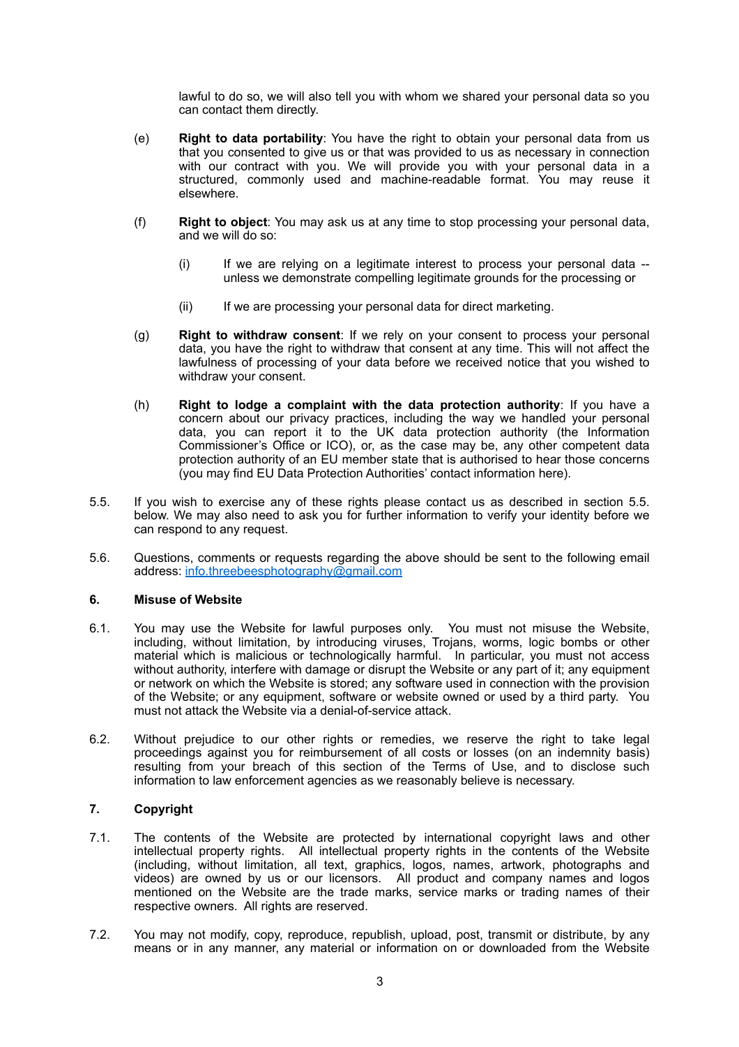lawful to do so, we will also tell you with whom we shared your personal data so you can contact them directly.

(e) **Right to data portability**: You have the right to obtain your personal data from us that you consented to give us or that was provided to us as necessary in connection with our contract with you. We will provide you with your personal data in a structured, commonly used and machine-readable format. You may reuse it elsewhere.

(f) **Right to object**: You may ask us at any time to stop processing your personal data, and we will do so:

(i) If we are relying on a legitimate interest to process your personal data -- unless we demonstrate compelling legitimate grounds for the processing or

(ii) If we are processing your personal data for direct marketing.

(g) **Right to withdraw consent**: If we rely on your consent to process your personal data, you have the right to withdraw that consent at any time. This will not affect the lawfulness of processing of your data before we received notice that you wished to withdraw your consent.

(h) **Right to lodge a complaint with the data protection authority**: If you have a concern about our privacy practices, including the way we handled your personal data, you can report it to the UK data protection authority (the Information Commissioner's Office or ICO), or, as the case may be, any other competent data protection authority of an EU member state that is authorised to hear those concerns (you may find EU Data Protection Authorities' contact information here).

5.5. If you wish to exercise any of these rights please contact us as described in section 5.5. below. We may also need to ask you for further information to verify your identity before we can respond to any request.

5.6. Questions, comments or requests regarding the above should be sent to the following email address: [info.threebeesphotography@gmail.com](mailto:info.threebeesphotography@gmail.com)

## 6. Misuse of Website

6.1. You may use the Website for lawful purposes only. You must not misuse the Website, including, without limitation, by introducing viruses, Trojans, worms, logic bombs or other material which is malicious or technologically harmful. In particular, you must not access without authority, interfere with damage or disrupt the Website or any part of it; any equipment or network on which the Website is stored; any software used in connection with the provision of the Website; or any equipment, software or website owned or used by a third party. You must not attack the Website via a denial-of-service attack.

6.2. Without prejudice to our other rights or remedies, we reserve the right to take legal proceedings against you for reimbursement of all costs or losses (on an indemnity basis) resulting from your breach of this section of the Terms of Use, and to disclose such information to law enforcement agencies as we reasonably believe is necessary.

## 7. Copyright

7.1. The contents of the Website are protected by international copyright laws and other intellectual property rights. All intellectual property rights in the contents of the Website (including, without limitation, all text, graphics, logos, names, artwork, photographs and videos) are owned by us or our licensors. All product and company names and logos mentioned on the Website are the trade marks, service marks or trading names of their respective owners. All rights are reserved.

7.2. You may not modify, copy, reproduce, republish, upload, post, transmit or distribute, by any means or in any manner, any material or information on or downloaded from the Website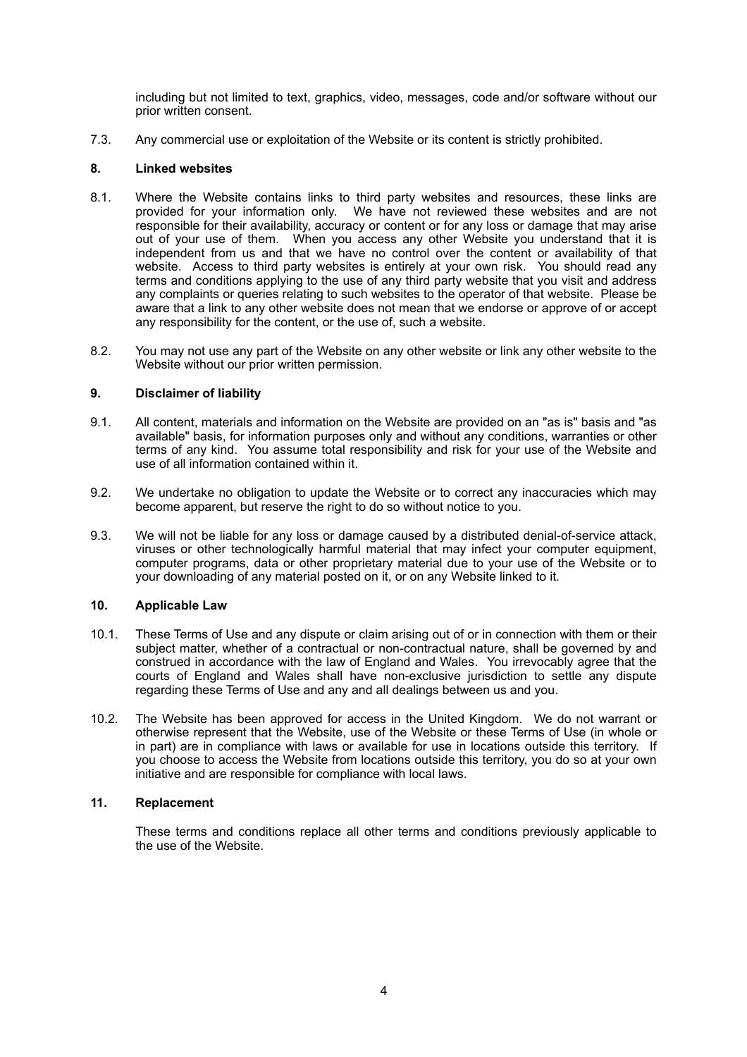including but not limited to text, graphics, video, messages, code and/or software without our prior written consent.

7.3. Any commercial use or exploitation of the Website or its content is strictly prohibited.

## 8. Linked websites

8.1. Where the Website contains links to third party websites and resources, these links are provided for your information only. We have not reviewed these websites and are not responsible for their availability, accuracy or content or for any loss or damage that may arise out of your use of them. When you access any other Website you understand that it is independent from us and that we have no control over the content or availability of that website. Access to third party websites is entirely at your own risk. You should read any terms and conditions applying to the use of any third party website that you visit and address any complaints or queries relating to such websites to the operator of that website. Please be aware that a link to any other website does not mean that we endorse or approve of or accept any responsibility for the content, or the use of, such a website.

8.2. You may not use any part of the Website on any other website or link any other website to the Website without our prior written permission.

## 9. Disclaimer of liability

9.1. All content, materials and information on the Website are provided on an "as is" basis and "as available" basis, for information purposes only and without any conditions, warranties or other terms of any kind. You assume total responsibility and risk for your use of the Website and use of all information contained within it.

9.2. We undertake no obligation to update the Website or to correct any inaccuracies which may become apparent, but reserve the right to do so without notice to you.

9.3. We will not be liable for any loss or damage caused by a distributed denial-of-service attack, viruses or other technologically harmful material that may infect your computer equipment, computer programs, data or other proprietary material due to your use of the Website or to your downloading of any material posted on it, or on any Website linked to it.

## 10. Applicable Law

10.1. These Terms of Use and any dispute or claim arising out of or in connection with them or their subject matter, whether of a contractual or non-contractual nature, shall be governed by and construed in accordance with the law of England and Wales. You irrevocably agree that the courts of England and Wales shall have non-exclusive jurisdiction to settle any dispute regarding these Terms of Use and any and all dealings between us and you.

10.2. The Website has been approved for access in the United Kingdom. We do not warrant or otherwise represent that the Website, use of the Website or these Terms of Use (in whole or in part) are in compliance with laws or available for use in locations outside this territory. If you choose to access the Website from locations outside this territory, you do so at your own initiative and are responsible for compliance with local laws.

## 11. Replacement

These terms and conditions replace all other terms and conditions previously applicable to the use of the Website.